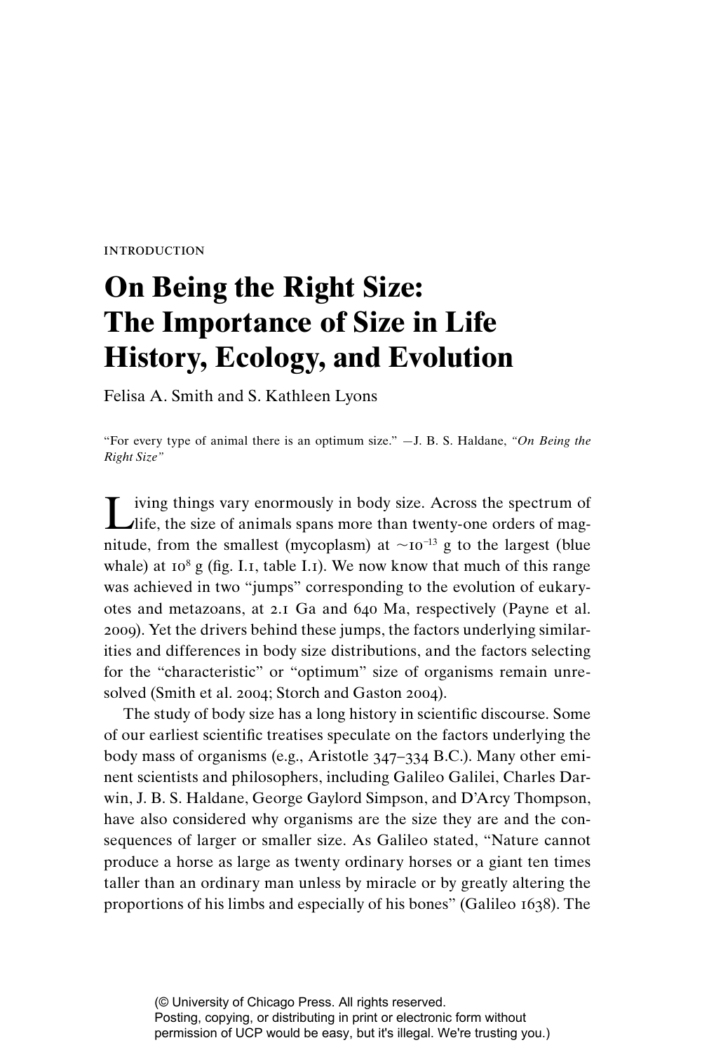INTRODUCTION

# On Being the Right Size: The Importance of Size in Life History, Ecology, and Evolution

Felisa A. Smith and S. Kathleen Lyons

"For every type of animal there is an optimum size." —J. B. S. Haldane, *"On Being the Right Size"*

Living things vary enormously in body size. Across the spectrum of life, the size of animals spans more than twenty-one orders of magnitude, from the smallest (mycoplasm) at $\sim 10^{-13}$ g to the largest (blue whale) at $10^{8}$ g (fig. I.1, table I.1). We now know that much of this range was achieved in two "jumps" corresponding to the evolution of eukaryotes and metazoans, at 2.1 Ga and 640 Ma, respectively (Payne et al. 2009). Yet the drivers behind these jumps, the factors underlying similarities and differences in body size distributions, and the factors selecting for the "characteristic" or "optimum" size of organisms remain unresolved (Smith et al. 2004; Storch and Gaston 2004).

The study of body size has a long history in scientific discourse. Some of our earliest scientific treatises speculate on the factors underlying the body mass of organisms (e.g., Aristotle 347–334 B.C.). Many other eminent scientists and philosophers, including Galileo Galilei, Charles Darwin, J. B. S. Haldane, George Gaylord Simpson, and D'Arcy Thompson, have also considered why organisms are the size they are and the consequences of larger or smaller size. As Galileo stated, "Nature cannot produce a horse as large as twenty ordinary horses or a giant ten times taller than an ordinary man unless by miracle or by greatly altering the proportions of his limbs and especially of his bones" (Galileo 1638). The

(© University of Chicago Press. All rights reserved.
Posting, copying, or distributing in print or electronic form without permission of UCP would be easy, but it's illegal. We're trusting you.)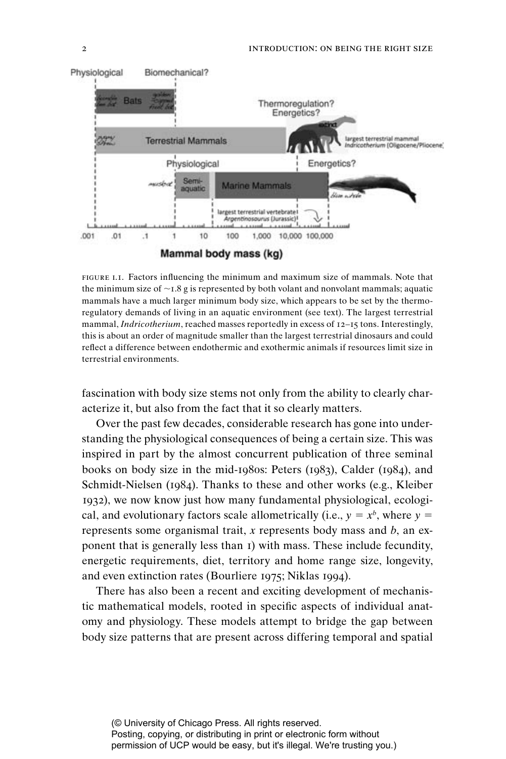FIGURE I.1. Factors influencing the minimum and maximum size of mammals. Note that the minimum size of ~1.8 g is represented by both volant and nonvolant mammals; aquatic mammals have a much larger minimum body size, which appears to be set by the thermoregulatory demands of living in an aquatic environment (see text). The largest terrestrial mammal, *Indricotherium*, reached masses reportedly in excess of 12–15 tons. Interestingly, this is about an order of magnitude smaller than the largest terrestrial dinosaurs and could reflect a difference between endothermic and exothermic animals if resources limit size in terrestrial environments.

fascination with body size stems not only from the ability to clearly characterize it, but also from the fact that it so clearly matters.

Over the past few decades, considerable research has gone into understanding the physiological consequences of being a certain size. This was inspired in part by the almost concurrent publication of three seminal books on body size in the mid-1980s: Peters (1983), Calder (1984), and Schmidt-Nielsen (1984). Thanks to these and other works (e.g., Kleiber 1932), we now know just how many fundamental physiological, ecological, and evolutionary factors scale allometrically (i.e., $y = x^b$, where $y$ = represents some organismal trait, $x$ represents body mass and $b$, an exponent that is generally less than 1) with mass. These include fecundity, energetic requirements, diet, territory and home range size, longevity, and even extinction rates (Bourliere 1975; Niklas 1994).

There has also been a recent and exciting development of mechanistic mathematical models, rooted in specific aspects of individual anatomy and physiology. These models attempt to bridge the gap between body size patterns that are present across differing temporal and spatial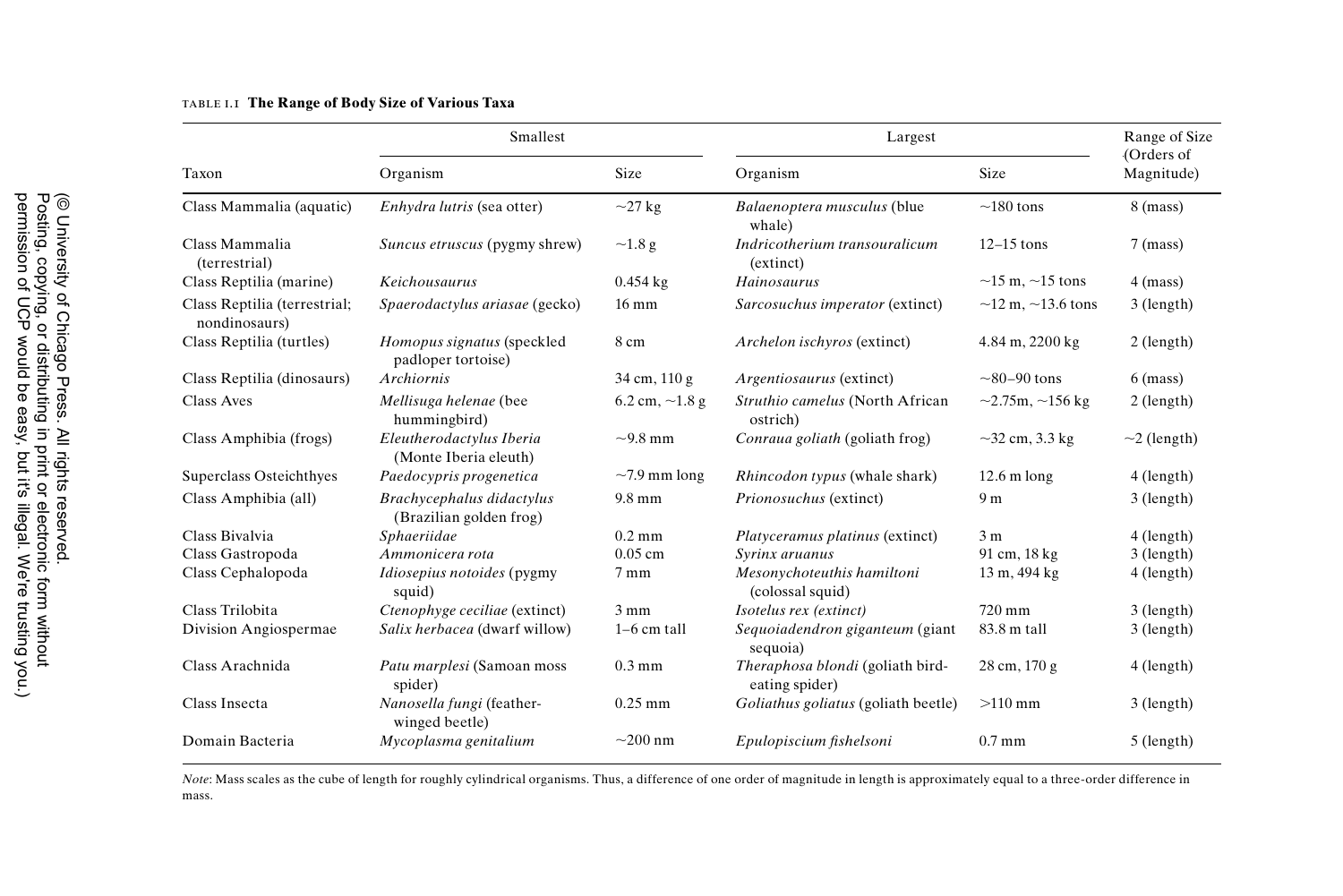TABLE 1.1 **The Range of Body Size of Various Taxa**

| Taxon | Smallest | | Largest | | Range of Size (Orders of Magnitude) |
|---|---|---|---|---|---|
| | Organism | Size | Organism | Size | |
| Class Mammalia (aquatic) | *Enhydra lutris* (sea otter) | ~27 kg | *Balaenoptera musculus* (blue whale) | ~180 tons | 8 (mass) |
| Class Mammalia (terrestrial) | *Suncus etruscus* (pygmy shrew) | ~1.8 g | *Indricotherium transouralicum* (extinct) | 12–15 tons | 7 (mass) |
| Class Reptilia (marine) | *Keichousaurus* | 0.454 kg | *Hainosaurus* | ~15 m, ~15 tons | 4 (mass) |
| Class Reptilia (terrestrial; nondinosaurs) | *Spaerodactylus ariasae* (gecko) | 16 mm | *Sarcosuchus imperator* (extinct) | ~12 m, ~13.6 tons | 3 (length) |
| Class Reptilia (turtles) | *Homopus signatus* (speckled padloper tortoise) | 8 cm | *Archelon ischyros* (extinct) | 4.84 m, 2200 kg | 2 (length) |
| Class Reptilia (dinosaurs) | *Archiornis* | 34 cm, 110 g | *Argentiosaurus* (extinct) | ~80–90 tons | 6 (mass) |
| Class Aves | *Mellisuga helenae* (bee hummingbird) | 6.2 cm, ~1.8 g | *Struthio camelus* (North African ostrich) | ~2.75m, ~156 kg | 2 (length) |
| Class Amphibia (frogs) | *Eleutherodactylus Iberia* (Monte Iberia eleuth) | ~9.8 mm | *Conraua goliath* (goliath frog) | ~32 cm, 3.3 kg | ~2 (length) |
| Superclass Osteichthyes | *Paedocypris progenetica* | ~7.9 mm long | *Rhincodon typus* (whale shark) | 12.6 m long | 4 (length) |
| Class Amphibia (all) | *Brachycephalus didactylus* (Brazilian golden frog) | 9.8 mm | *Prionosuchus* (extinct) | 9 m | 3 (length) |
| Class Bivalvia | *Sphaeriidae* | 0.2 mm | *Platyceramus platinus* (extinct) | 3 m | 4 (length) |
| Class Gastropoda | *Ammonicera rota* | 0.05 cm | *Syrinx aruanus* | 91 cm, 18 kg | 3 (length) |
| Class Cephalopoda | *Idiosepius notoides* (pygmy squid) | 7 mm | *Mesonychoteuthis hamiltoni* (colossal squid) | 13 m, 494 kg | 4 (length) |
| Class Trilobita | *Ctenophyge ceciliae* (extinct) | 3 mm | *Isotelus rex (extinct)* | 720 mm | 3 (length) |
| Division Angiospermae | *Salix herbacea* (dwarf willow) | 1–6 cm tall | *Sequoiadendron giganteum* (giant sequoia) | 83.8 m tall | 3 (length) |
| Class Arachnida | *Patu marplesi* (Samoan moss spider) | 0.3 mm | *Theraphosa blondi* (goliath bird-eating spider) | 28 cm, 170 g | 4 (length) |
| Class Insecta | *Nanosella fungi* (feather-winged beetle) | 0.25 mm | *Goliathus goliatus* (goliath beetle) | >110 mm | 3 (length) |
| Domain Bacteria | *Mycoplasma genitalium* | ~200 nm | *Epulopiscium fishelsoni* | 0.7 mm | 5 (length) |

*Note*: Mass scales as the cube of length for roughly cylindrical organisms. Thus, a difference of one order of magnitude in length is approximately equal to a three-order difference in mass.

(© University of Chicago Press. All rights reserved. Posting, copying, or distributing in print or electronic form without permission of UCP would be easy, but it's illegal. We're trusting you.)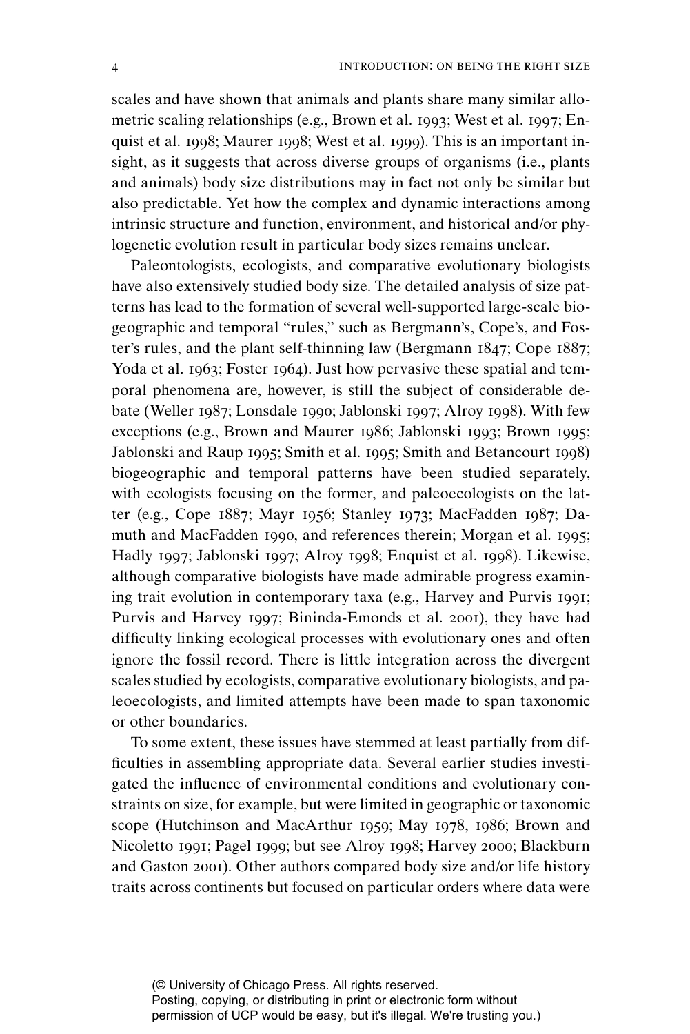scales and have shown that animals and plants share many similar allometric scaling relationships (e.g., Brown et al. 1993; West et al. 1997; Enquist et al. 1998; Maurer 1998; West et al. 1999). This is an important insight, as it suggests that across diverse groups of organisms (i.e., plants and animals) body size distributions may in fact not only be similar but also predictable. Yet how the complex and dynamic interactions among intrinsic structure and function, environment, and historical and/or phylogenetic evolution result in particular body sizes remains unclear.

Paleontologists, ecologists, and comparative evolutionary biologists have also extensively studied body size. The detailed analysis of size patterns has lead to the formation of several well-supported large-scale biogeographic and temporal "rules," such as Bergmann's, Cope's, and Foster's rules, and the plant self-thinning law (Bergmann 1847; Cope 1887; Yoda et al. 1963; Foster 1964). Just how pervasive these spatial and temporal phenomena are, however, is still the subject of considerable debate (Weller 1987; Lonsdale 1990; Jablonski 1997; Alroy 1998). With few exceptions (e.g., Brown and Maurer 1986; Jablonski 1993; Brown 1995; Jablonski and Raup 1995; Smith et al. 1995; Smith and Betancourt 1998) biogeographic and temporal patterns have been studied separately, with ecologists focusing on the former, and paleoecologists on the latter (e.g., Cope 1887; Mayr 1956; Stanley 1973; MacFadden 1987; Damuth and MacFadden 1990, and references therein; Morgan et al. 1995; Hadly 1997; Jablonski 1997; Alroy 1998; Enquist et al. 1998). Likewise, although comparative biologists have made admirable progress examining trait evolution in contemporary taxa (e.g., Harvey and Purvis 1991; Purvis and Harvey 1997; Bininda-Emonds et al. 2001), they have had difficulty linking ecological processes with evolutionary ones and often ignore the fossil record. There is little integration across the divergent scales studied by ecologists, comparative evolutionary biologists, and paleoecologists, and limited attempts have been made to span taxonomic or other boundaries.

To some extent, these issues have stemmed at least partially from difficulties in assembling appropriate data. Several earlier studies investigated the influence of environmental conditions and evolutionary constraints on size, for example, but were limited in geographic or taxonomic scope (Hutchinson and MacArthur 1959; May 1978, 1986; Brown and Nicoletto 1991; Pagel 1999; but see Alroy 1998; Harvey 2000; Blackburn and Gaston 2001). Other authors compared body size and/or life history traits across continents but focused on particular orders where data were

(© University of Chicago Press. All rights reserved.
Posting, copying, or distributing in print or electronic form without permission of UCP would be easy, but it's illegal. We're trusting you.)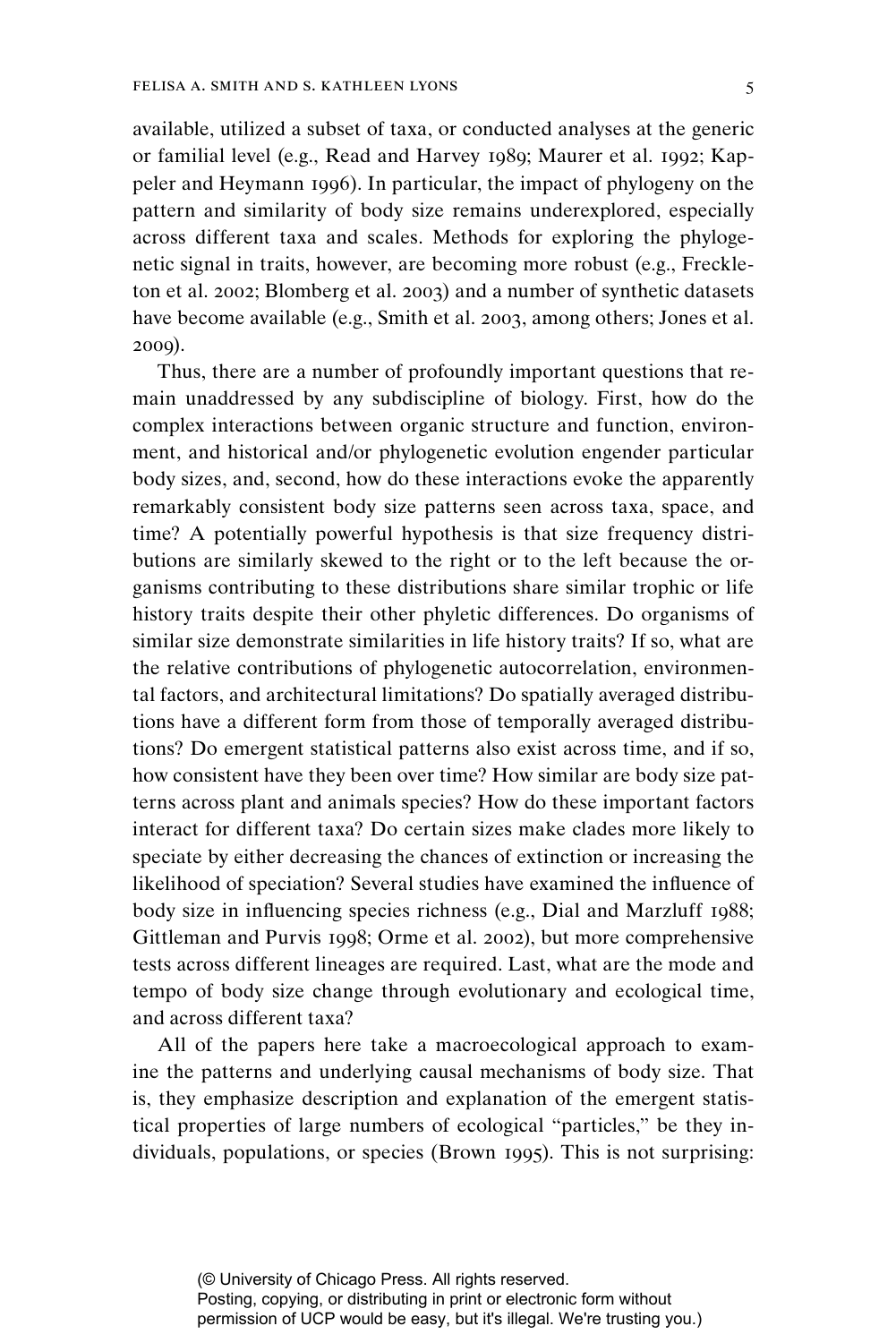available, utilized a subset of taxa, or conducted analyses at the generic or familial level (e.g., Read and Harvey 1989; Maurer et al. 1992; Kappeler and Heymann 1996). In particular, the impact of phylogeny on the pattern and similarity of body size remains underexplored, especially across different taxa and scales. Methods for exploring the phylogenetic signal in traits, however, are becoming more robust (e.g., Freckleton et al. 2002; Blomberg et al. 2003) and a number of synthetic datasets have become available (e.g., Smith et al. 2003, among others; Jones et al. 2009).

Thus, there are a number of profoundly important questions that remain unaddressed by any subdiscipline of biology. First, how do the complex interactions between organic structure and function, environment, and historical and/or phylogenetic evolution engender particular body sizes, and, second, how do these interactions evoke the apparently remarkably consistent body size patterns seen across taxa, space, and time? A potentially powerful hypothesis is that size frequency distributions are similarly skewed to the right or to the left because the organisms contributing to these distributions share similar trophic or life history traits despite their other phyletic differences. Do organisms of similar size demonstrate similarities in life history traits? If so, what are the relative contributions of phylogenetic autocorrelation, environmental factors, and architectural limitations? Do spatially averaged distributions have a different form from those of temporally averaged distributions? Do emergent statistical patterns also exist across time, and if so, how consistent have they been over time? How similar are body size patterns across plant and animals species? How do these important factors interact for different taxa? Do certain sizes make clades more likely to speciate by either decreasing the chances of extinction or increasing the likelihood of speciation? Several studies have examined the influence of body size in influencing species richness (e.g., Dial and Marzluff 1988; Gittleman and Purvis 1998; Orme et al. 2002), but more comprehensive tests across different lineages are required. Last, what are the mode and tempo of body size change through evolutionary and ecological time, and across different taxa?

All of the papers here take a macroecological approach to examine the patterns and underlying causal mechanisms of body size. That is, they emphasize description and explanation of the emergent statistical properties of large numbers of ecological "particles," be they individuals, populations, or species (Brown 1995). This is not surprising:

(© University of Chicago Press. All rights reserved.
Posting, copying, or distributing in print or electronic form without permission of UCP would be easy, but it's illegal. We're trusting you.)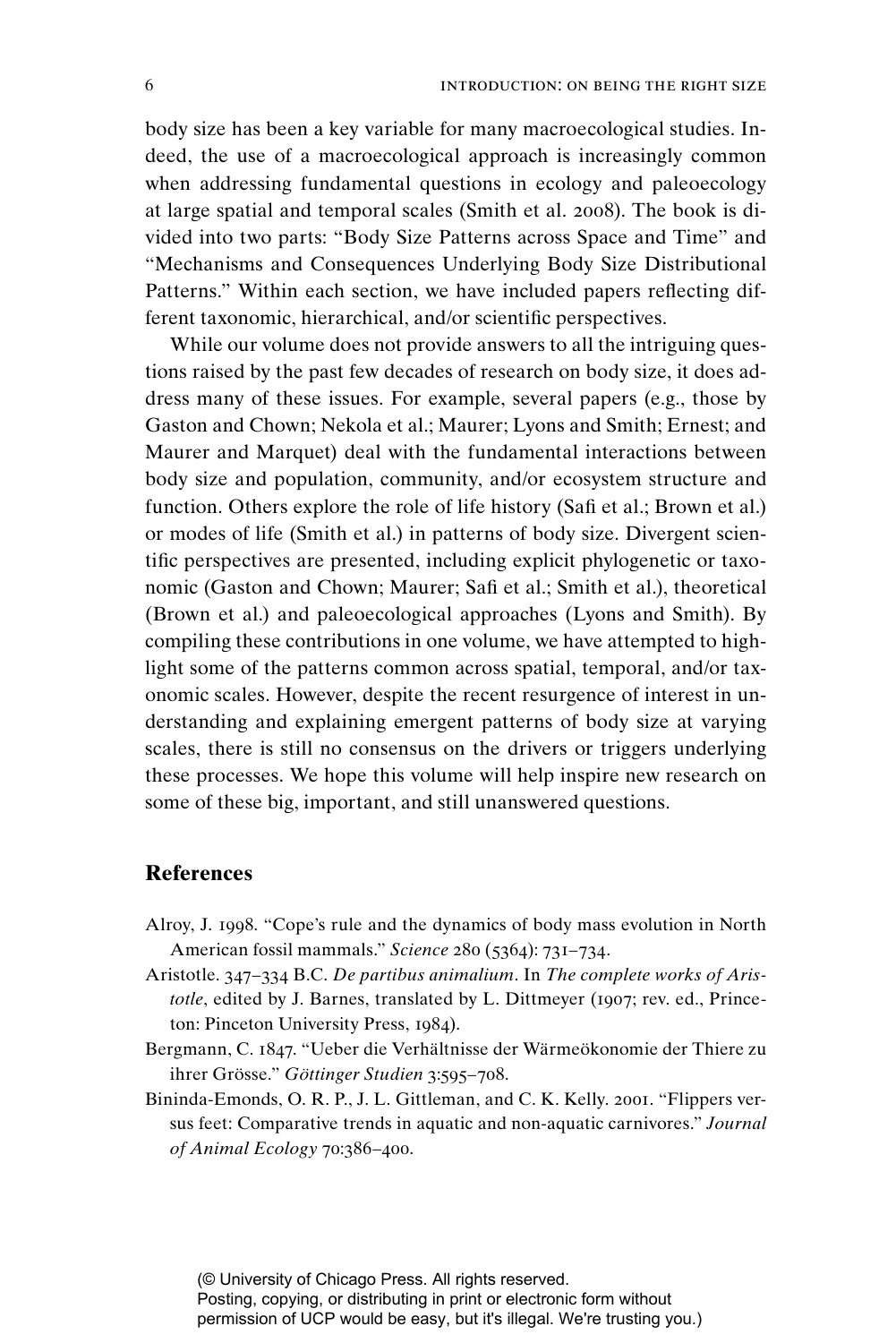body size has been a key variable for many macroecological studies. Indeed, the use of a macroecological approach is increasingly common when addressing fundamental questions in ecology and paleoecology at large spatial and temporal scales (Smith et al. 2008). The book is divided into two parts: "Body Size Patterns across Space and Time" and "Mechanisms and Consequences Underlying Body Size Distributional Patterns." Within each section, we have included papers reflecting different taxonomic, hierarchical, and/or scientific perspectives.

While our volume does not provide answers to all the intriguing questions raised by the past few decades of research on body size, it does address many of these issues. For example, several papers (e.g., those by Gaston and Chown; Nekola et al.; Maurer; Lyons and Smith; Ernest; and Maurer and Marquet) deal with the fundamental interactions between body size and population, community, and/or ecosystem structure and function. Others explore the role of life history (Safi et al.; Brown et al.) or modes of life (Smith et al.) in patterns of body size. Divergent scientific perspectives are presented, including explicit phylogenetic or taxonomic (Gaston and Chown; Maurer; Safi et al.; Smith et al.), theoretical (Brown et al.) and paleoecological approaches (Lyons and Smith). By compiling these contributions in one volume, we have attempted to highlight some of the patterns common across spatial, temporal, and/or taxonomic scales. However, despite the recent resurgence of interest in understanding and explaining emergent patterns of body size at varying scales, there is still no consensus on the drivers or triggers underlying these processes. We hope this volume will help inspire new research on some of these big, important, and still unanswered questions.

## References

Alroy, J. 1998. "Cope's rule and the dynamics of body mass evolution in North American fossil mammals." *Science* 280 (5364): 731–734.

Aristotle. 347–334 B.C. *De partibus animalium*. In *The complete works of Aristotle*, edited by J. Barnes, translated by L. Dittmeyer (1907; rev. ed., Princeton: Pinceton University Press, 1984).

Bergmann, C. 1847. "Ueber die Verhältnisse der Wärmeökonomie der Thiere zu ihrer Grösse." *Göttinger Studien* 3:595–708.

Bininda-Emonds, O. R. P., J. L. Gittleman, and C. K. Kelly. 2001. "Flippers versus feet: Comparative trends in aquatic and non-aquatic carnivores." *Journal of Animal Ecology* 70:386–400.

(© University of Chicago Press. All rights reserved.
Posting, copying, or distributing in print or electronic form without permission of UCP would be easy, but it's illegal. We're trusting you.)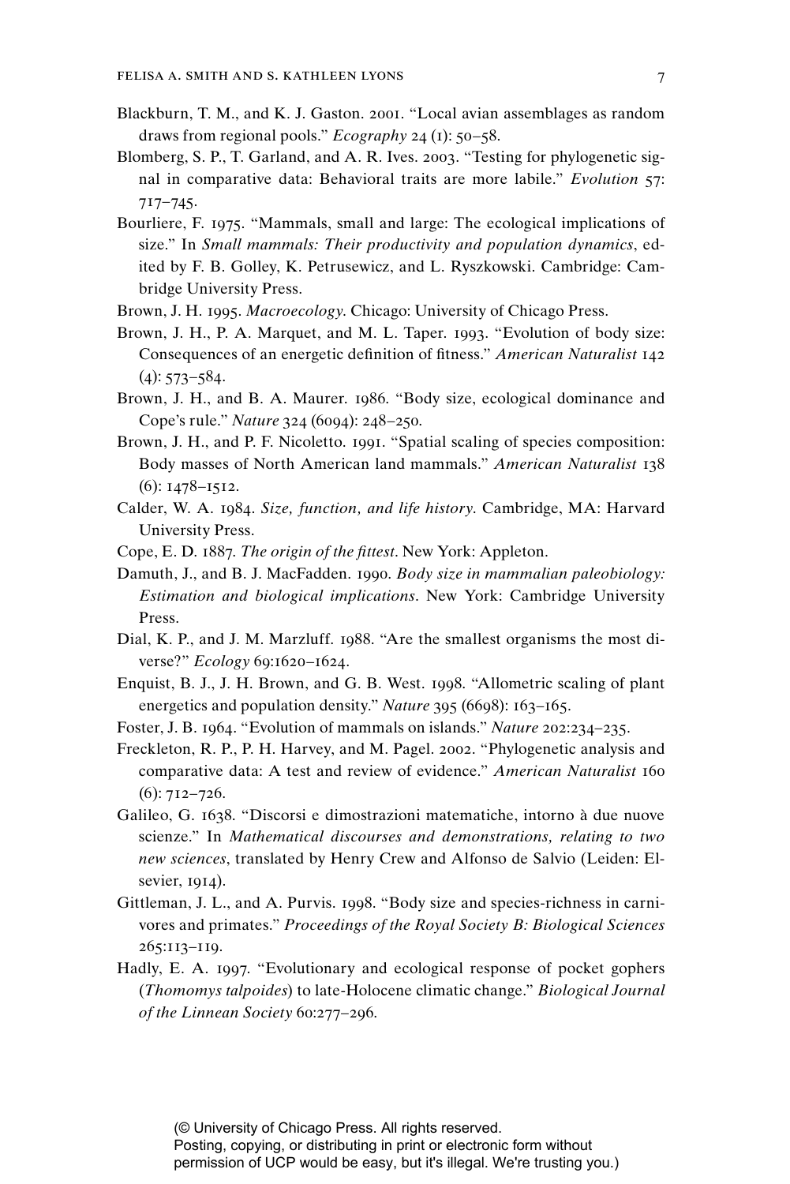Blackburn, T. M., and K. J. Gaston. 2001. "Local avian assemblages as random draws from regional pools." *Ecography* 24 (1): 50–58.

Blomberg, S. P., T. Garland, and A. R. Ives. 2003. "Testing for phylogenetic signal in comparative data: Behavioral traits are more labile." *Evolution* 57: 717–745.

Bourliere, F. 1975. "Mammals, small and large: The ecological implications of size." In *Small mammals: Their productivity and population dynamics*, edited by F. B. Golley, K. Petrusewicz, and L. Ryszkowski. Cambridge: Cambridge University Press.

Brown, J. H. 1995. *Macroecology*. Chicago: University of Chicago Press.

Brown, J. H., P. A. Marquet, and M. L. Taper. 1993. "Evolution of body size: Consequences of an energetic definition of fitness." *American Naturalist* 142 (4): 573–584.

Brown, J. H., and B. A. Maurer. 1986. "Body size, ecological dominance and Cope's rule." *Nature* 324 (6094): 248–250.

Brown, J. H., and P. F. Nicoletto. 1991. "Spatial scaling of species composition: Body masses of North American land mammals." *American Naturalist* 138 (6): 1478–1512.

Calder, W. A. 1984. *Size, function, and life history*. Cambridge, MA: Harvard University Press.

Cope, E. D. 1887. *The origin of the fittest*. New York: Appleton.

Damuth, J., and B. J. MacFadden. 1990. *Body size in mammalian paleobiology: Estimation and biological implications*. New York: Cambridge University Press.

Dial, K. P., and J. M. Marzluff. 1988. "Are the smallest organisms the most diverse?" *Ecology* 69:1620–1624.

Enquist, B. J., J. H. Brown, and G. B. West. 1998. "Allometric scaling of plant energetics and population density." *Nature* 395 (6698): 163–165.

Foster, J. B. 1964. "Evolution of mammals on islands." *Nature* 202:234–235.

Freckleton, R. P., P. H. Harvey, and M. Pagel. 2002. "Phylogenetic analysis and comparative data: A test and review of evidence." *American Naturalist* 160 (6): 712–726.

Galileo, G. 1638. "Discorsi e dimostrazioni matematiche, intorno à due nuove scienze." In *Mathematical discourses and demonstrations, relating to two new sciences*, translated by Henry Crew and Alfonso de Salvio (Leiden: Elsevier, 1914).

Gittleman, J. L., and A. Purvis. 1998. "Body size and species-richness in carnivores and primates." *Proceedings of the Royal Society B: Biological Sciences* 265:113–119.

Hadly, E. A. 1997. "Evolutionary and ecological response of pocket gophers (*Thomomys talpoides*) to late-Holocene climatic change." *Biological Journal of the Linnean Society* 60:277–296.

(© University of Chicago Press. All rights reserved.
Posting, copying, or distributing in print or electronic form without permission of UCP would be easy, but it's illegal. We're trusting you.)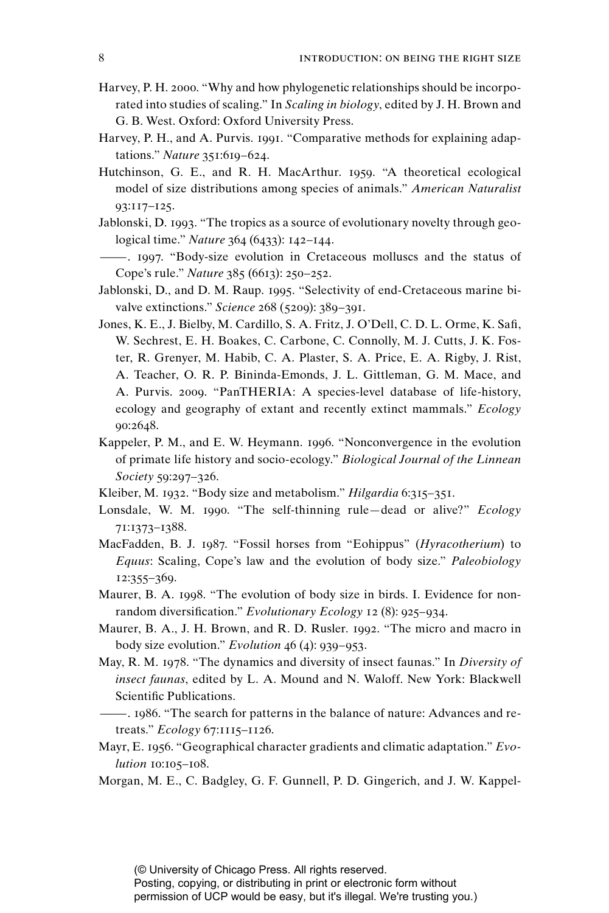Harvey, P. H. 2000. "Why and how phylogenetic relationships should be incorporated into studies of scaling." In *Scaling in biology*, edited by J. H. Brown and G. B. West. Oxford: Oxford University Press.

Harvey, P. H., and A. Purvis. 1991. "Comparative methods for explaining adaptations." *Nature* 351:619–624.

Hutchinson, G. E., and R. H. MacArthur. 1959. "A theoretical ecological model of size distributions among species of animals." *American Naturalist* 93:117–125.

Jablonski, D. 1993. "The tropics as a source of evolutionary novelty through geological time." *Nature* 364 (6433): 142–144.

——. 1997. "Body-size evolution in Cretaceous molluscs and the status of Cope's rule." *Nature* 385 (6613): 250–252.

Jablonski, D., and D. M. Raup. 1995. "Selectivity of end-Cretaceous marine bivalve extinctions." *Science* 268 (5209): 389–391.

Jones, K. E., J. Bielby, M. Cardillo, S. A. Fritz, J. O'Dell, C. D. L. Orme, K. Safi, W. Sechrest, E. H. Boakes, C. Carbone, C. Connolly, M. J. Cutts, J. K. Foster, R. Grenyer, M. Habib, C. A. Plaster, S. A. Price, E. A. Rigby, J. Rist, A. Teacher, O. R. P. Bininda-Emonds, J. L. Gittleman, G. M. Mace, and A. Purvis. 2009. "PanTHERIA: A species-level database of life-history, ecology and geography of extant and recently extinct mammals." *Ecology* 90:2648.

Kappeler, P. M., and E. W. Heymann. 1996. "Nonconvergence in the evolution of primate life history and socio-ecology." *Biological Journal of the Linnean Society* 59:297–326.

Kleiber, M. 1932. "Body size and metabolism." *Hilgardia* 6:315–351.

Lonsdale, W. M. 1990. "The self-thinning rule—dead or alive?" *Ecology* 71:1373–1388.

MacFadden, B. J. 1987. "Fossil horses from "Eohippus" (*Hyracotherium*) to *Equus*: Scaling, Cope's law and the evolution of body size." *Paleobiology* 12:355–369.

Maurer, B. A. 1998. "The evolution of body size in birds. I. Evidence for non-random diversification." *Evolutionary Ecology* 12 (8): 925–934.

Maurer, B. A., J. H. Brown, and R. D. Rusler. 1992. "The micro and macro in body size evolution." *Evolution* 46 (4): 939–953.

May, R. M. 1978. "The dynamics and diversity of insect faunas." In *Diversity of insect faunas*, edited by L. A. Mound and N. Waloff. New York: Blackwell Scientific Publications.

——. 1986. "The search for patterns in the balance of nature: Advances and retreats." *Ecology* 67:1115–1126.

Mayr, E. 1956. "Geographical character gradients and climatic adaptation." *Evolution* 10:105–108.

Morgan, M. E., C. Badgley, G. F. Gunnell, P. D. Gingerich, and J. W. Kappel-

(© University of Chicago Press. All rights reserved.
Posting, copying, or distributing in print or electronic form without permission of UCP would be easy, but it's illegal. We're trusting you.)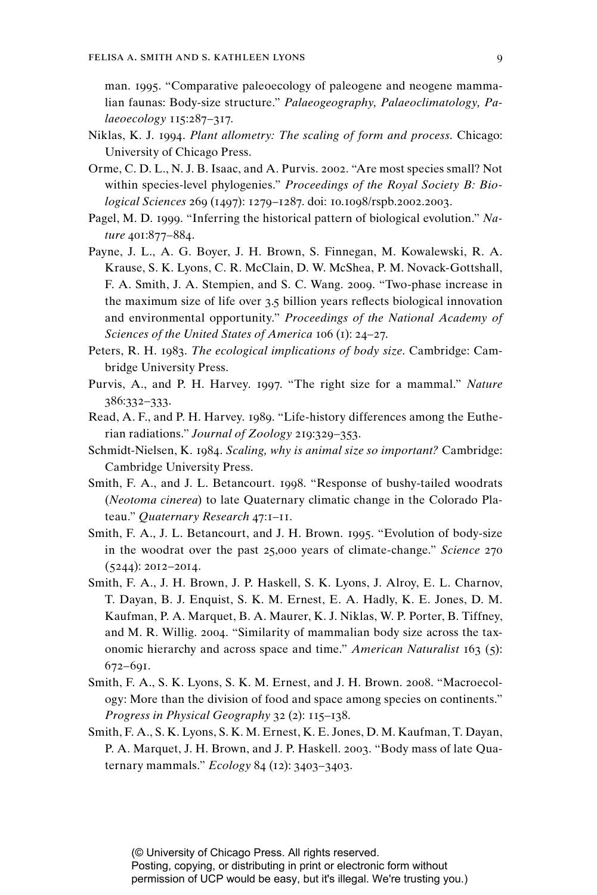man. 1995. "Comparative paleoecology of paleogene and neogene mammalian faunas: Body-size structure." *Palaeogeography, Palaeoclimatology, Palaeoecology* 115:287–317.

Niklas, K. J. 1994. *Plant allometry: The scaling of form and process.* Chicago: University of Chicago Press.

Orme, C. D. L., N. J. B. Isaac, and A. Purvis. 2002. "Are most species small? Not within species-level phylogenies." *Proceedings of the Royal Society B: Biological Sciences* 269 (1497): 1279–1287. doi: 10.1098/rspb.2002.2003.

Pagel, M. D. 1999. "Inferring the historical pattern of biological evolution." *Nature* 401:877–884.

Payne, J. L., A. G. Boyer, J. H. Brown, S. Finnegan, M. Kowalewski, R. A. Krause, S. K. Lyons, C. R. McClain, D. W. McShea, P. M. Novack-Gottshall, F. A. Smith, J. A. Stempien, and S. C. Wang. 2009. "Two-phase increase in the maximum size of life over 3.5 billion years reflects biological innovation and environmental opportunity." *Proceedings of the National Academy of Sciences of the United States of America* 106 (1): 24–27.

Peters, R. H. 1983. *The ecological implications of body size*. Cambridge: Cambridge University Press.

Purvis, A., and P. H. Harvey. 1997. "The right size for a mammal." *Nature* 386:332–333.

Read, A. F., and P. H. Harvey. 1989. "Life-history differences among the Eutherian radiations." *Journal of Zoology* 219:329–353.

Schmidt-Nielsen, K. 1984. *Scaling, why is animal size so important?* Cambridge: Cambridge University Press.

Smith, F. A., and J. L. Betancourt. 1998. "Response of bushy-tailed woodrats (*Neotoma cinerea*) to late Quaternary climatic change in the Colorado Plateau." *Quaternary Research* 47:1–11.

Smith, F. A., J. L. Betancourt, and J. H. Brown. 1995. "Evolution of body-size in the woodrat over the past 25,000 years of climate-change." *Science* 270 (5244): 2012–2014.

Smith, F. A., J. H. Brown, J. P. Haskell, S. K. Lyons, J. Alroy, E. L. Charnov, T. Dayan, B. J. Enquist, S. K. M. Ernest, E. A. Hadly, K. E. Jones, D. M. Kaufman, P. A. Marquet, B. A. Maurer, K. J. Niklas, W. P. Porter, B. Tiffney, and M. R. Willig. 2004. "Similarity of mammalian body size across the taxonomic hierarchy and across space and time." *American Naturalist* 163 (5): 672–691.

Smith, F. A., S. K. Lyons, S. K. M. Ernest, and J. H. Brown. 2008. "Macroecology: More than the division of food and space among species on continents." *Progress in Physical Geography* 32 (2): 115–138.

Smith, F. A., S. K. Lyons, S. K. M. Ernest, K. E. Jones, D. M. Kaufman, T. Dayan, P. A. Marquet, J. H. Brown, and J. P. Haskell. 2003. "Body mass of late Quaternary mammals." *Ecology* 84 (12): 3403–3403.

(© University of Chicago Press. All rights reserved.
Posting, copying, or distributing in print or electronic form without permission of UCP would be easy, but it's illegal. We're trusting you.)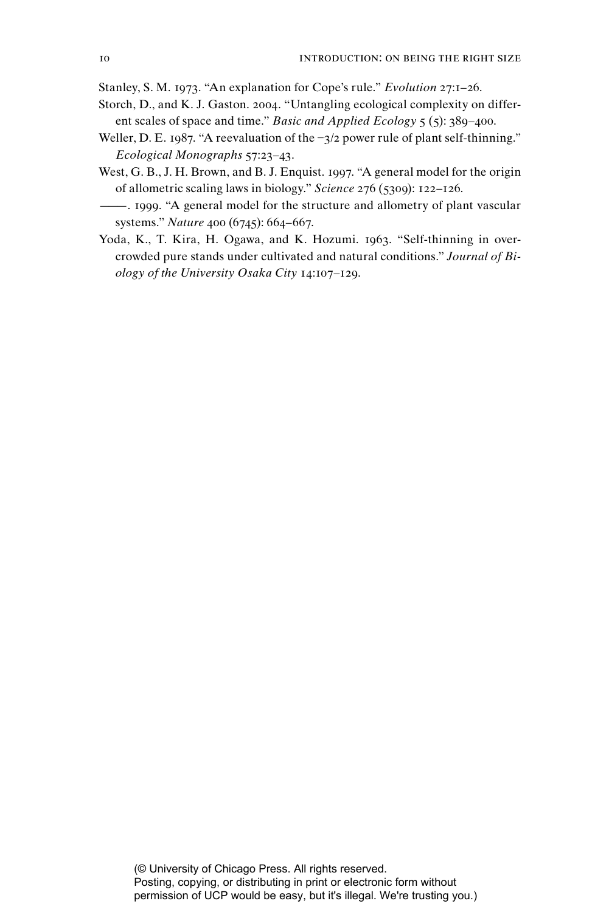Stanley, S. M. 1973. "An explanation for Cope's rule." *Evolution* 27:1–26.

Storch, D., and K. J. Gaston. 2004. "Untangling ecological complexity on different scales of space and time." *Basic and Applied Ecology* 5 (5): 389–400.

Weller, D. E. 1987. "A reevaluation of the −3/2 power rule of plant self-thinning." *Ecological Monographs* 57:23–43.

West, G. B., J. H. Brown, and B. J. Enquist. 1997. "A general model for the origin of allometric scaling laws in biology." *Science* 276 (5309): 122–126.

———. 1999. "A general model for the structure and allometry of plant vascular systems." *Nature* 400 (6745): 664–667.

Yoda, K., T. Kira, H. Ogawa, and K. Hozumi. 1963. "Self-thinning in overcrowded pure stands under cultivated and natural conditions." *Journal of Biology of the University Osaka City* 14:107–129.

(© University of Chicago Press. All rights reserved.
Posting, copying, or distributing in print or electronic form without permission of UCP would be easy, but it's illegal. We're trusting you.)